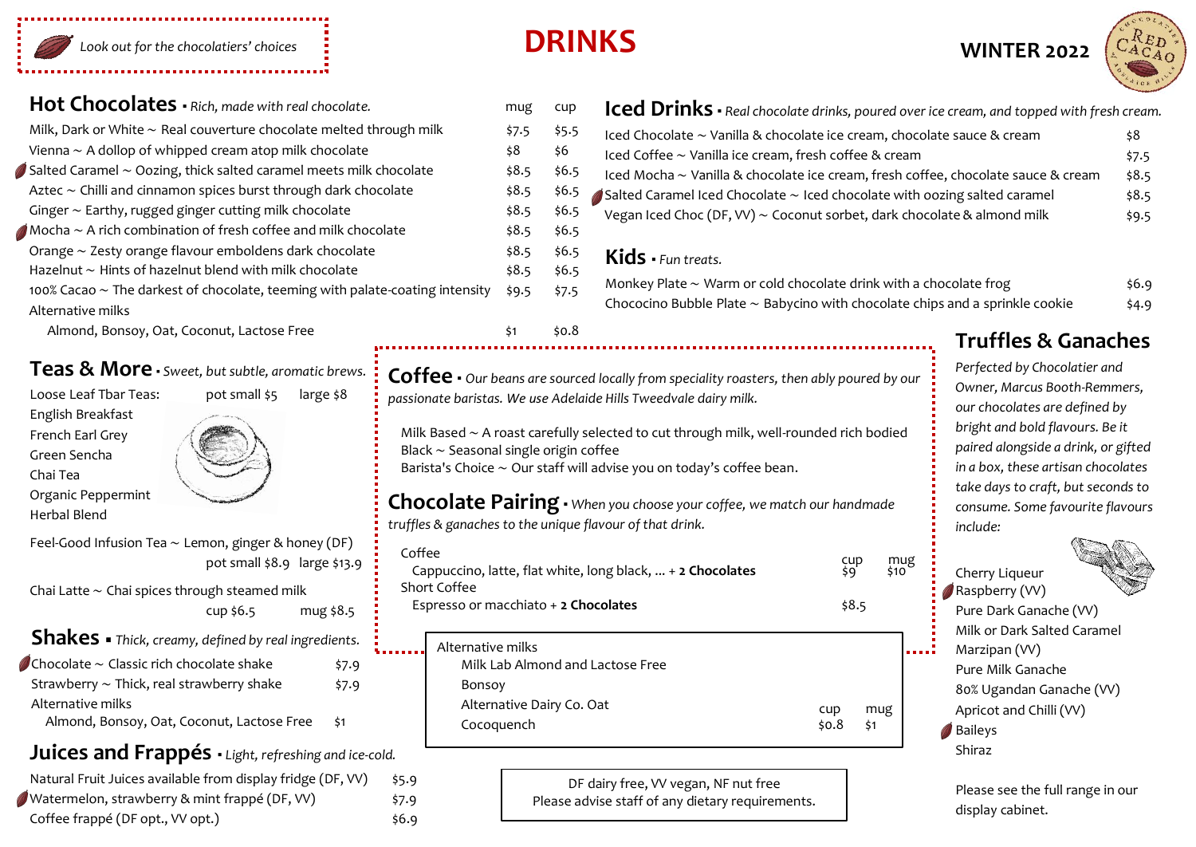Look out for the chocolatiers' choices

# DRINKS

WINTER 2022

## Hot Chocolates · *Rich, made with real chocolate.*

| | mug | cup |
|---|---|---|
| Milk, Dark or White ~ Real couverture chocolate melted through milk | $7.5 | $5.5 |
| Vienna ~ A dollop of whipped cream atop milk chocolate | $8 | $6 |
| Salted Caramel ~ Oozing, thick salted caramel meets milk chocolate | $8.5 | $6.5 |
| Aztec ~ Chilli and cinnamon spices burst through dark chocolate | $8.5 | $6.5 |
| Ginger ~ Earthy, rugged ginger cutting milk chocolate | $8.5 | $6.5 |
| Mocha ~ A rich combination of fresh coffee and milk chocolate | $8.5 | $6.5 |
| Orange ~ Zesty orange flavour emboldens dark chocolate | $8.5 | $6.5 |
| Hazelnut ~ Hints of hazelnut blend with milk chocolate | $8.5 | $6.5 |
| 100% Cacao ~ The darkest of chocolate, teeming with palate-coating intensity | $9.5 | $7.5 |
| Alternative milks | | |
| Almond, Bonsoy, Oat, Coconut, Lactose Free | $1 | $0.8 |

## Teas & More · *Sweet, but subtle, aromatic brews.*

Loose Leaf Tbar Teas: pot small $5 large $8

- English Breakfast
- French Earl Grey
- Green Sencha
- Chai Tea
- Organic Peppermint
- Herbal Blend

Feel-Good Infusion Tea ~ Lemon, ginger & honey (DF)
pot small $8.9 large $13.9

Chai Latte ~ Chai spices through steamed milk
cup $6.5 mug $8.5

## Shakes · *Thick, creamy, defined by real ingredients.*

| | |
|---|---|
| Chocolate ~ Classic rich chocolate shake | $7.9 |
| Strawberry ~ Thick, real strawberry shake | $7.9 |
| Alternative milks | |
| Almond, Bonsoy, Oat, Coconut, Lactose Free | $1 |

## Juices and Frappés · *Light, refreshing and ice-cold.*

| | |
|---|---|
| Natural Fruit Juices available from display fridge (DF, VV) | $5.9 |
| Watermelon, strawberry & mint frappé (DF, VV) | $7.9 |
| Coffee frappé (DF opt., VV opt.) | $6.9 |

## Coffee · *Our beans are sourced locally from speciality roasters, then ably poured by our passionate baristas. We use Adelaide Hills Tweedvale dairy milk.*

Milk Based ~ A roast carefully selected to cut through milk, well-rounded rich bodied
Black ~ Seasonal single origin coffee
Barista's Choice ~ Our staff will advise you on today's coffee bean.

## Chocolate Pairing · *When you choose your coffee, we match our handmade truffles & ganaches to the unique flavour of that drink.*

| | cup | mug |
|---|---|---|
| Coffee | | |
| Cappuccino, latte, flat white, long black, ... + **2 Chocolates** | $9 | $10 |
| Short Coffee | | |
| Espresso or macchiato + **2 Chocolates** | $8.5 | |

| | cup | mug |
|---|---|---|
| Alternative milks | | |
| Milk Lab Almond and Lactose Free | | |
| Bonsoy | | |
| Alternative Dairy Co. Oat | | |
| Cocoquench | $0.8 | $1 |

DF dairy free, VV vegan, NF nut free
Please advise staff of any dietary requirements.

## Iced Drinks · *Real chocolate drinks, poured over ice cream, and topped with fresh cream.*

| | |
|---|---|
| Iced Chocolate ~ Vanilla & chocolate ice cream, chocolate sauce & cream | $8 |
| Iced Coffee ~ Vanilla ice cream, fresh coffee & cream | $7.5 |
| Iced Mocha ~ Vanilla & chocolate ice cream, fresh coffee, chocolate sauce & cream | $8.5 |
| Salted Caramel Iced Chocolate ~ Iced chocolate with oozing salted caramel | $8.5 |
| Vegan Iced Choc (DF, VV) ~ Coconut sorbet, dark chocolate & almond milk | $9.5 |

## Kids · *Fun treats.*

| | |
|---|---|
| Monkey Plate ~ Warm or cold chocolate drink with a chocolate frog | $6.9 |
| Chococino Bubble Plate ~ Babycino with chocolate chips and a sprinkle cookie | $4.9 |

## Truffles & Ganaches

*Perfected by Chocolatier and Owner, Marcus Booth-Remmers, our chocolates are defined by bright and bold flavours. Be it paired alongside a drink, or gifted in a box, these artisan chocolates take days to craft, but seconds to consume. Some favourite flavours include:*

- Cherry Liqueur
- Raspberry (VV)
- Pure Dark Ganache (VV)
- Milk or Dark Salted Caramel
- Marzipan (VV)
- Pure Milk Ganache
- 80% Ugandan Ganache (VV)
- Apricot and Chilli (VV)
- Baileys
- Shiraz

Please see the full range in our display cabinet.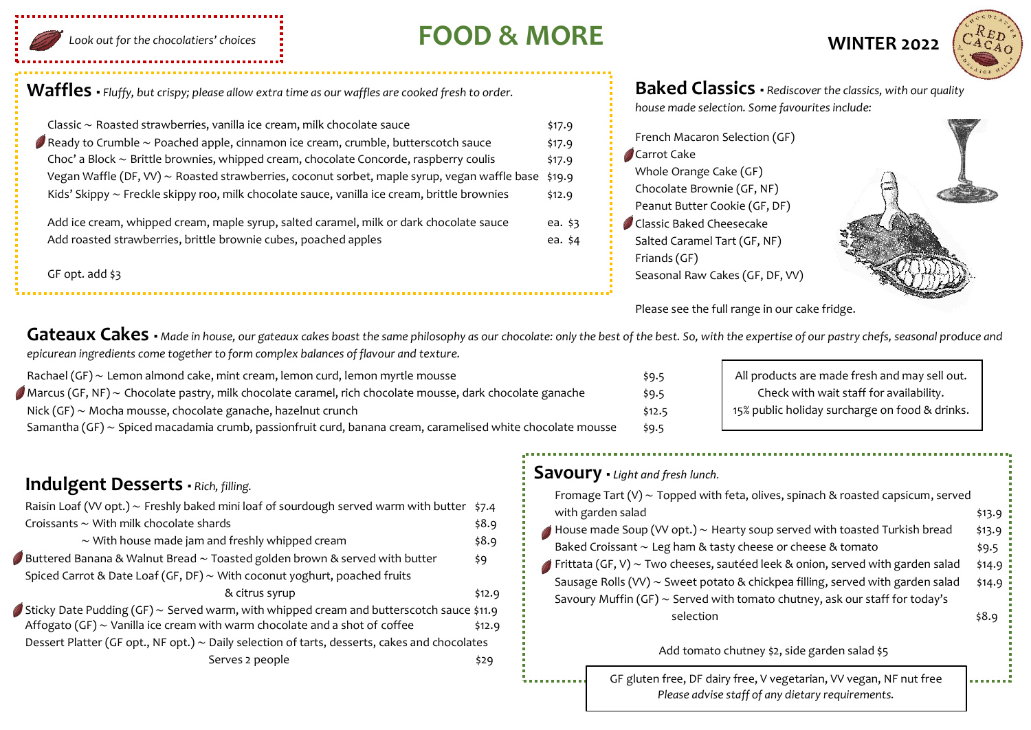Look out for the chocolatiers' choices

# FOOD & MORE

**WINTER 2022**

## Waffles
*Fluffy, but crispy; please allow extra time as our waffles are cooked fresh to order.*

| | |
|---|---|
| Classic ~ Roasted strawberries, vanilla ice cream, milk chocolate sauce | $17.9 |
| Ready to Crumble ~ Poached apple, cinnamon ice cream, crumble, butterscotch sauce | $17.9 |
| Choc' a Block ~ Brittle brownies, whipped cream, chocolate Concorde, raspberry coulis | $17.9 |
| Vegan Waffle (DF, VV) ~ Roasted strawberries, coconut sorbet, maple syrup, vegan waffle base | $19.9 |
| Kids' Skippy ~ Freckle skippy roo, milk chocolate sauce, vanilla ice cream, brittle brownies | $12.9 |
| Add ice cream, whipped cream, maple syrup, salted caramel, milk or dark chocolate sauce | ea. $3 |
| Add roasted strawberries, brittle brownie cubes, poached apples | ea. $4 |

GF opt. add $3

## Baked Classics
*Rediscover the classics, with our quality house made selection. Some favourites include:*

- French Macaron Selection (GF)
- Carrot Cake
- Whole Orange Cake (GF)
- Chocolate Brownie (GF, NF)
- Peanut Butter Cookie (GF, DF)
- Classic Baked Cheesecake
- Salted Caramel Tart (GF, NF)
- Friands (GF)
- Seasonal Raw Cakes (GF, DF, VV)

Please see the full range in our cake fridge.

## Gateaux Cakes
*Made in house, our gateaux cakes boast the same philosophy as our chocolate: only the best of the best. So, with the expertise of our pastry chefs, seasonal produce and epicurean ingredients come together to form complex balances of flavour and texture.*

| | |
|---|---|
| Rachael (GF) ~ Lemon almond cake, mint cream, lemon curd, lemon myrtle mousse | $9.5 |
| Marcus (GF, NF) ~ Chocolate pastry, milk chocolate caramel, rich chocolate mousse, dark chocolate ganache | $9.5 |
| Nick (GF) ~ Mocha mousse, chocolate ganache, hazelnut crunch | $12.5 |
| Samantha (GF) ~ Spiced macadamia crumb, passionfruit curd, banana cream, caramelised white chocolate mousse | $9.5 |

All products are made fresh and may sell out.
Check with wait staff for availability.
15% public holiday surcharge on food & drinks.

## Indulgent Desserts
*Rich, filling.*

| | |
|---|---|
| Raisin Loaf (VV opt.) ~ Freshly baked mini loaf of sourdough served warm with butter | $7.4 |
| Croissants ~ With milk chocolate shards | $8.9 |
| ~ With house made jam and freshly whipped cream | $8.9 |
| Buttered Banana & Walnut Bread ~ Toasted golden brown & served with butter | $9 |
| Spiced Carrot & Date Loaf (GF, DF) ~ With coconut yoghurt, poached fruits & citrus syrup | $12.9 |
| Sticky Date Pudding (GF) ~ Served warm, with whipped cream and butterscotch sauce | $11.9 |
| Affogato (GF) ~ Vanilla ice cream with warm chocolate and a shot of coffee | $12.9 |
| Dessert Platter (GF opt., NF opt.) ~ Daily selection of tarts, desserts, cakes and chocolates. Serves 2 people | $29 |

## Savoury
*Light and fresh lunch.*

| | |
|---|---|
| Fromage Tart (V) ~ Topped with feta, olives, spinach & roasted capsicum, served with garden salad | $13.9 |
| House made Soup (VV opt.) ~ Hearty soup served with toasted Turkish bread | $13.9 |
| Baked Croissant ~ Leg ham & tasty cheese or cheese & tomato | $9.5 |
| Frittata (GF, V) ~ Two cheeses, sautéed leek & onion, served with garden salad | $14.9 |
| Sausage Rolls (VV) ~ Sweet potato & chickpea filling, served with garden salad | $14.9 |
| Savoury Muffin (GF) ~ Served with tomato chutney, ask our staff for today's selection | $8.9 |

Add tomato chutney $2, side garden salad $5

GF gluten free, DF dairy free, V vegetarian, VV vegan, NF nut free
*Please advise staff of any dietary requirements.*